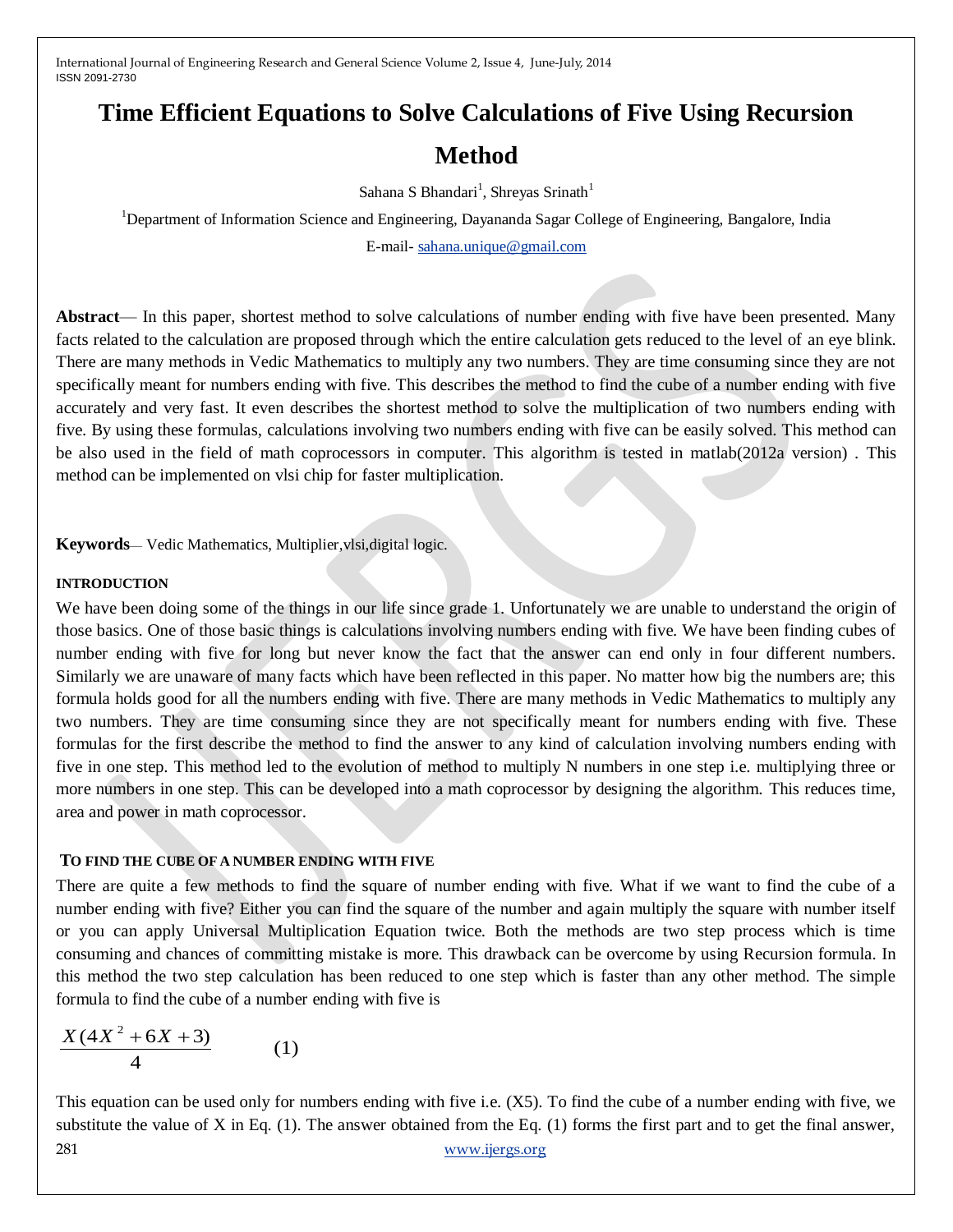# Time Efficient Equations to Solve Calculations of Five Using Recursion Method

Sahana S Bhandari[1], Shreyas Srinath[1]

[1]Department of Information Science and Engineering, Dayananda Sagar College of Engineering, Bangalore, India

E-mail- sahana.unique@gmail.com

**Abstract**— In this paper, shortest method to solve calculations of number ending with five have been presented. Many facts related to the calculation are proposed through which the entire calculation gets reduced to the level of an eye blink. There are many methods in Vedic Mathematics to multiply any two numbers. They are time consuming since they are not specifically meant for numbers ending with five. This describes the method to find the cube of a number ending with five accurately and very fast. It even describes the shortest method to solve the multiplication of two numbers ending with five. By using these formulas, calculations involving two numbers ending with five can be easily solved. This method can be also used in the field of math coprocessors in computer. This algorithm is tested in matlab(2012a version) . This method can be implemented on vlsi chip for faster multiplication.

**Keywords**— Vedic Mathematics, Multiplier,vlsi,digital logic.

## INTRODUCTION

We have been doing some of the things in our life since grade 1. Unfortunately we are unable to understand the origin of those basics. One of those basic things is calculations involving numbers ending with five. We have been finding cubes of number ending with five for long but never know the fact that the answer can end only in four different numbers. Similarly we are unaware of many facts which have been reflected in this paper. No matter how big the numbers are; this formula holds good for all the numbers ending with five. There are many methods in Vedic Mathematics to multiply any two numbers. They are time consuming since they are not specifically meant for numbers ending with five. These formulas for the first describe the method to find the answer to any kind of calculation involving numbers ending with five in one step. This method led to the evolution of method to multiply N numbers in one step i.e. multiplying three or more numbers in one step. This can be developed into a math coprocessor by designing the algorithm. This reduces time, area and power in math coprocessor.

## TO FIND THE CUBE OF A NUMBER ENDING WITH FIVE

There are quite a few methods to find the square of number ending with five. What if we want to find the cube of a number ending with five? Either you can find the square of the number and again multiply the square with number itself or you can apply Universal Multiplication Equation twice. Both the methods are two step process which is time consuming and chances of committing mistake is more. This drawback can be overcome by using Recursion formula. In this method the two step calculation has been reduced to one step which is faster than any other method. The simple formula to find the cube of a number ending with five is

$$\frac{X(4X^2+6X+3)}{4} \qquad (1)$$

This equation can be used only for numbers ending with five i.e. (X5). To find the cube of a number ending with five, we substitute the value of X in Eq. (1). The answer obtained from the Eq. (1) forms the first part and to get the final answer,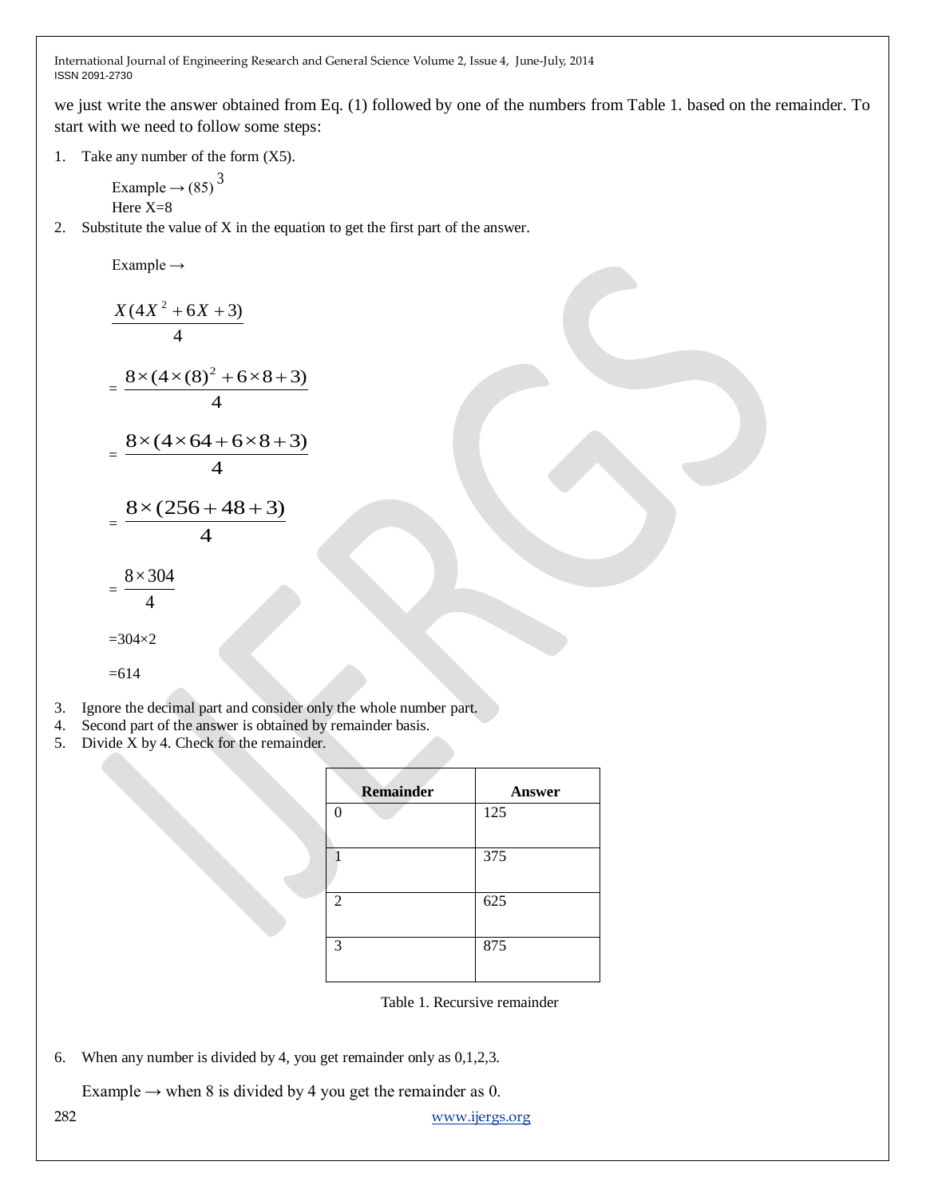we just write the answer obtained from Eq. (1) followed by one of the numbers from Table 1. based on the remainder. To start with we need to follow some steps:

1. Take any number of the form (X5).

   Example → $(85)^3$
   Here X=8

2. Substitute the value of X in the equation to get the first part of the answer.

   Example →

   $$\frac{X(4X^2+6X+3)}{4}$$

   $$= \frac{8\times(4\times(8)^2+6\times8+3)}{4}$$

   $$= \frac{8\times(4\times64+6\times8+3)}{4}$$

   $$= \frac{8\times(256+48+3)}{4}$$

   $$= \frac{8\times304}{4}$$

   =304×2

   =614

3. Ignore the decimal part and consider only the whole number part.
4. Second part of the answer is obtained by remainder basis.
5. Divide X by 4. Check for the remainder.

| Remainder | Answer |
|---|---|
| 0 | 125 |
| 1 | 375 |
| 2 | 625 |
| 3 | 875 |

Table 1. Recursive remainder

6. When any number is divided by 4, you get remainder only as 0,1,2,3.

   Example → when 8 is divided by 4 you get the remainder as 0.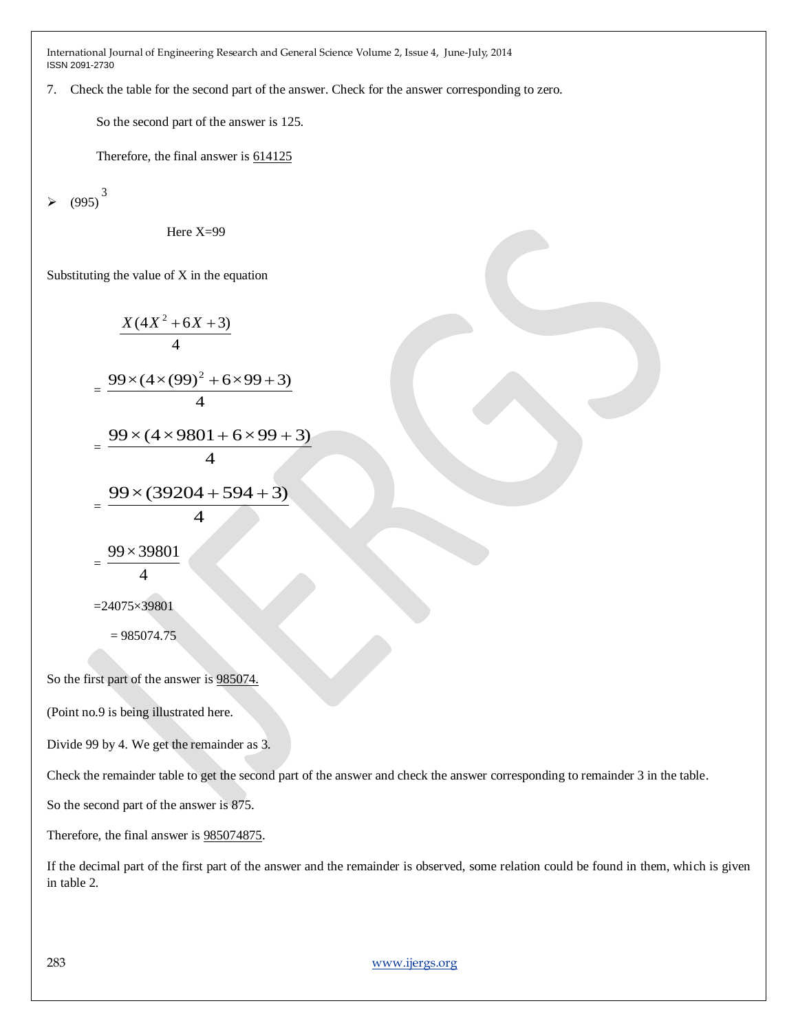7. Check the table for the second part of the answer. Check for the answer corresponding to zero.

   So the second part of the answer is 125.

   Therefore, the final answer is 614125

- $(995)^3$

  Here X=99

Substituting the value of X in the equation

$$\frac{X(4X^2+6X+3)}{4}$$

$$= \frac{99\times(4\times(99)^2+6\times99+3)}{4}$$

$$= \frac{99\times(4\times9801+6\times99+3)}{4}$$

$$= \frac{99\times(39204+594+3)}{4}$$

$$= \frac{99\times39801}{4}$$

$=24075\times39801$

$= 985074.75$

So the first part of the answer is 985074.

(Point no.9 is being illustrated here.

Divide 99 by 4. We get the remainder as 3.

Check the remainder table to get the second part of the answer and check the answer corresponding to remainder 3 in the table.

So the second part of the answer is 875.

Therefore, the final answer is 985074875.

If the decimal part of the first part of the answer and the remainder is observed, some relation could be found in them, which is given in table 2.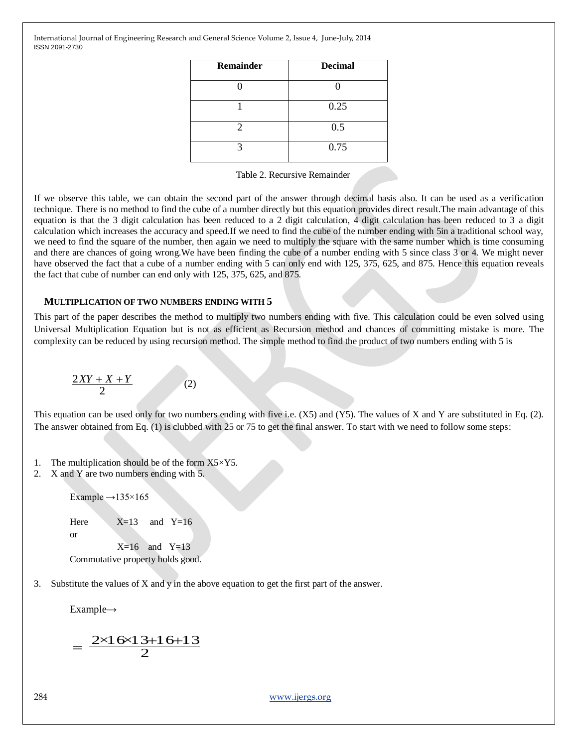| Remainder | Decimal |
|---|---|
| 0 | 0 |
| 1 | 0.25 |
| 2 | 0.5 |
| 3 | 0.75 |

Table 2. Recursive Remainder

If we observe this table, we can obtain the second part of the answer through decimal basis also. It can be used as a verification technique. There is no method to find the cube of a number directly but this equation provides direct result.The main advantage of this equation is that the 3 digit calculation has been reduced to a 2 digit calculation, 4 digit calculation has been reduced to 3 a digit calculation which increases the accuracy and speed.If we need to find the cube of the number ending with 5in a traditional school way, we need to find the square of the number, then again we need to multiply the square with the same number which is time consuming and there are chances of going wrong.We have been finding the cube of a number ending with 5 since class 3 or 4. We might never have observed the fact that a cube of a number ending with 5 can only end with 125, 375, 625, and 875. Hence this equation reveals the fact that cube of number can end only with 125, 375, 625, and 875.

## MULTIPLICATION OF TWO NUMBERS ENDING WITH 5

This part of the paper describes the method to multiply two numbers ending with five. This calculation could be even solved using Universal Multiplication Equation but is not as efficient as Recursion method and chances of committing mistake is more. The complexity can be reduced by using recursion method. The simple method to find the product of two numbers ending with 5 is

$$\frac{2XY + X + Y}{2} \qquad (2)$$

This equation can be used only for two numbers ending with five i.e. (X5) and (Y5). The values of X and Y are substituted in Eq. (2). The answer obtained from Eq. (1) is clubbed with 25 or 75 to get the final answer. To start with we need to follow some steps:

1. The multiplication should be of the form X5×Y5.
2. X and Y are two numbers ending with 5.

   Example →135×165

   Here X=13 and Y=16
   or
   X=16 and Y=13
   Commutative property holds good.

3. Substitute the values of X and y in the above equation to get the first part of the answer.

   Example→

$$= \frac{2\times16\times13+16+13}{2}$$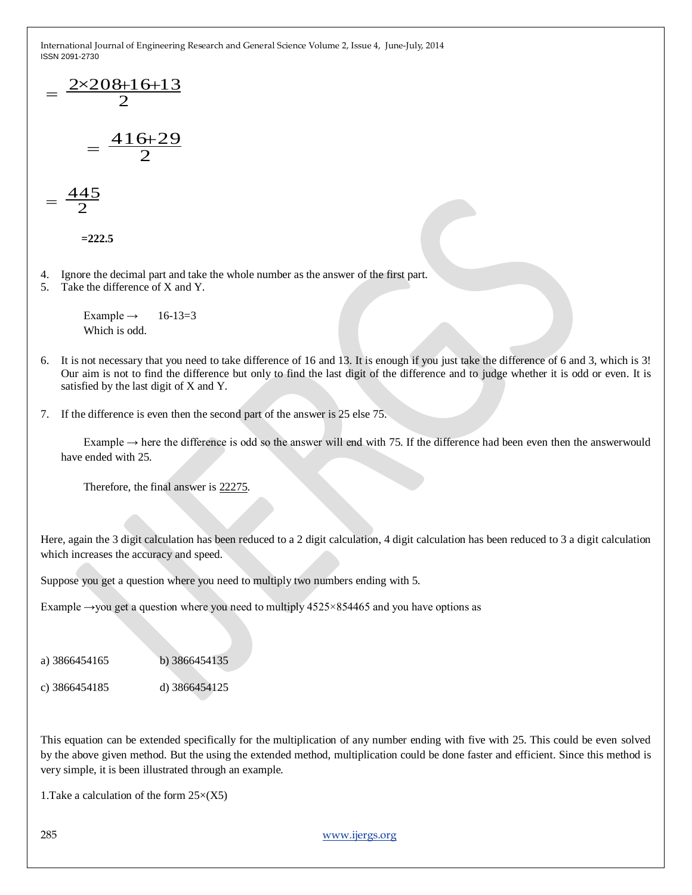$$= \frac{2\times208+16+13}{2}$$

$$= \frac{416+29}{2}$$

$$= \frac{445}{2}$$

**=222.5**

4. Ignore the decimal part and take the whole number as the answer of the first part.
5. Take the difference of X and Y.

   Example → 16-13=3
   Which is odd.

6. It is not necessary that you need to take difference of 16 and 13. It is enough if you just take the difference of 6 and 3, which is 3! Our aim is not to find the difference but only to find the last digit of the difference and to judge whether it is odd or even. It is satisfied by the last digit of X and Y.

7. If the difference is even then the second part of the answer is 25 else 75.

   Example → here the difference is odd so the answer will end with 75. If the difference had been even then the answerwould have ended with 25.

   Therefore, the final answer is 22275.

Here, again the 3 digit calculation has been reduced to a 2 digit calculation, 4 digit calculation has been reduced to 3 a digit calculation which increases the accuracy and speed.

Suppose you get a question where you need to multiply two numbers ending with 5.

Example →you get a question where you need to multiply 4525×854465 and you have options as

a) 3866454165 b) 3866454135

c) 3866454185 d) 3866454125

This equation can be extended specifically for the multiplication of any number ending with five with 25. This could be even solved by the above given method. But the using the extended method, multiplication could be done faster and efficient. Since this method is very simple, it is been illustrated through an example.

1.Take a calculation of the form 25×(X5)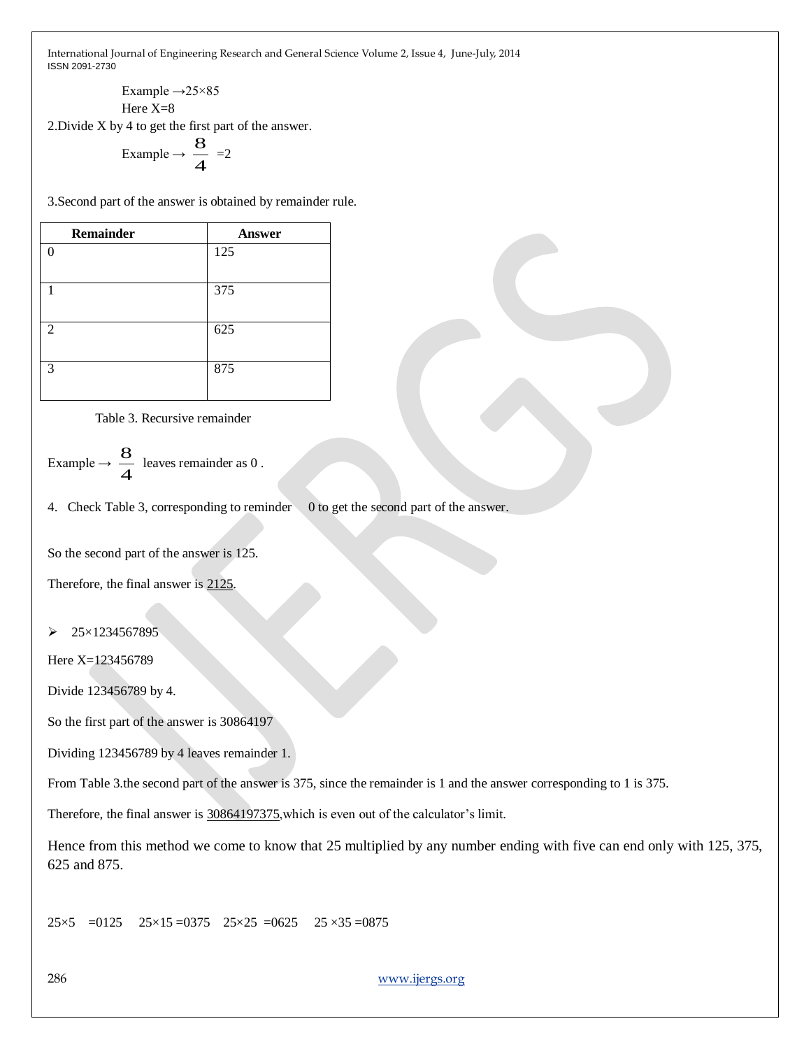Example →25×85

Here X=8

2.Divide X by 4 to get the first part of the answer.

Example → $\frac{8}{4}$ =2

3.Second part of the answer is obtained by remainder rule.

| Remainder | Answer |
|---|---|
| 0 | 125 |
| 1 | 375 |
| 2 | 625 |
| 3 | 875 |

Table 3. Recursive remainder

Example → $\frac{8}{4}$ leaves remainder as 0 .

4. Check Table 3, corresponding to reminder 0 to get the second part of the answer.

So the second part of the answer is 125.

Therefore, the final answer is <u>2125</u>.

- 25×1234567895

Here X=123456789

Divide 123456789 by 4.

So the first part of the answer is 30864197

Dividing 123456789 by 4 leaves remainder 1.

From Table 3.the second part of the answer is 375, since the remainder is 1 and the answer corresponding to 1 is 375.

Therefore, the final answer is <u>30864197375</u>,which is even out of the calculator's limit.

Hence from this method we come to know that 25 multiplied by any number ending with five can end only with 125, 375, 625 and 875.

25×5 =0125 25×15 =0375 25×25 =0625 25 ×35 =0875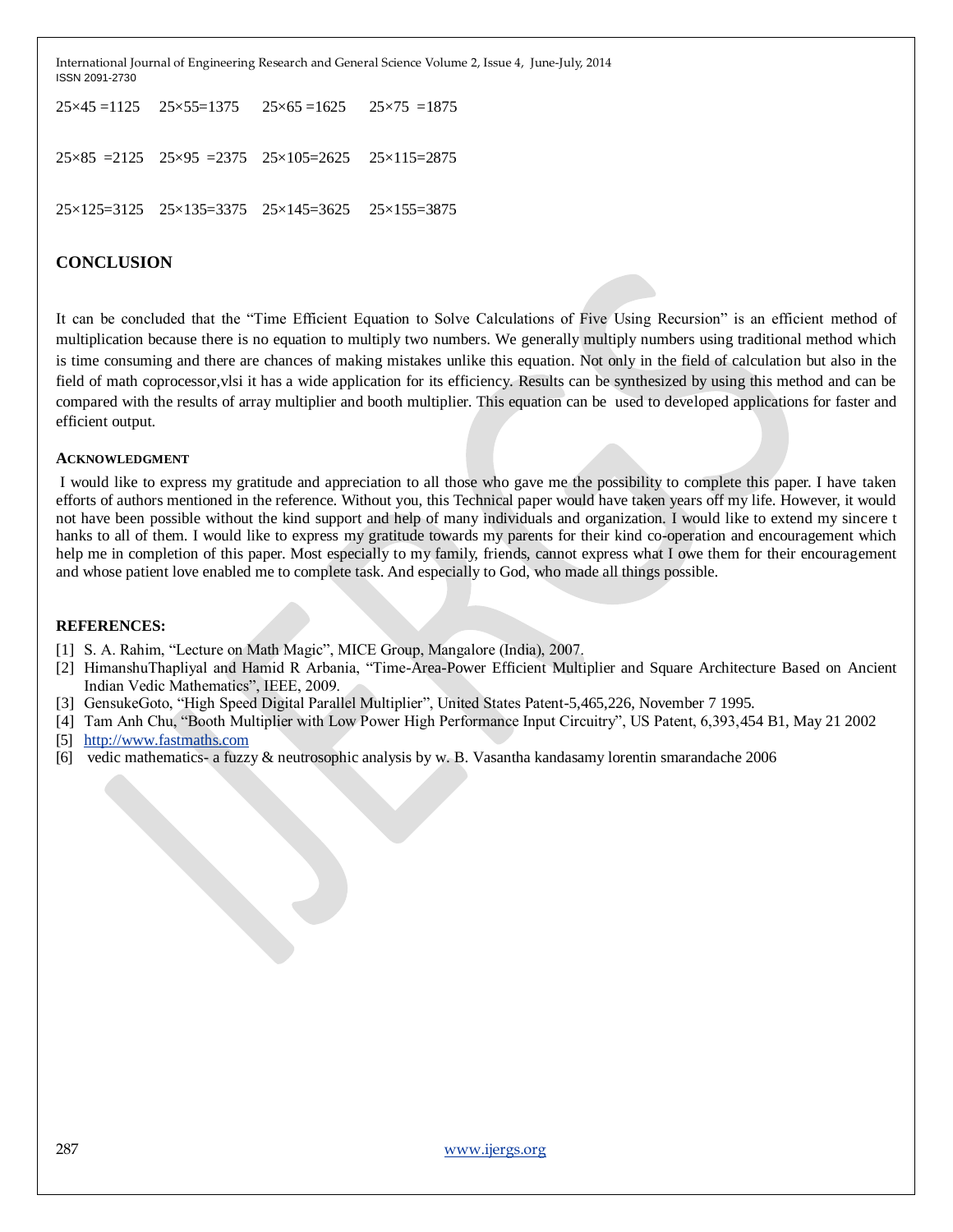25×45 =1125    25×55=1375    25×65 =1625    25×75 =1875

25×85 =2125    25×95 =2375    25×105=2625    25×115=2875

25×125=3125    25×135=3375    25×145=3625    25×155=3875

## CONCLUSION

It can be concluded that the "Time Efficient Equation to Solve Calculations of Five Using Recursion" is an efficient method of multiplication because there is no equation to multiply two numbers. We generally multiply numbers using traditional method which is time consuming and there are chances of making mistakes unlike this equation. Not only in the field of calculation but also in the field of math coprocessor,vlsi it has a wide application for its efficiency. Results can be synthesized by using this method and can be compared with the results of array multiplier and booth multiplier. This equation can be used to developed applications for faster and efficient output.

### ACKNOWLEDGMENT

I would like to express my gratitude and appreciation to all those who gave me the possibility to complete this paper. I have taken efforts of authors mentioned in the reference. Without you, this Technical paper would have taken years off my life. However, it would not have been possible without the kind support and help of many individuals and organization. I would like to extend my sincere t hanks to all of them. I would like to express my gratitude towards my parents for their kind co-operation and encouragement which help me in completion of this paper. Most especially to my family, friends, cannot express what I owe them for their encouragement and whose patient love enabled me to complete task. And especially to God, who made all things possible.

## REFERENCES:

[1] S. A. Rahim, "Lecture on Math Magic", MICE Group, Mangalore (India), 2007.

[2] HimanshuThapliyal and Hamid R Arbania, "Time-Area-Power Efficient Multiplier and Square Architecture Based on Ancient Indian Vedic Mathematics", IEEE, 2009.

[3] GensukeGoto, "High Speed Digital Parallel Multiplier", United States Patent-5,465,226, November 7 1995.

[4] Tam Anh Chu, "Booth Multiplier with Low Power High Performance Input Circuitry", US Patent, 6,393,454 B1, May 21 2002

[5] http://www.fastmaths.com

[6] vedic mathematics- a fuzzy & neutrosophic analysis by w. B. Vasantha kandasamy lorentin smarandache 2006